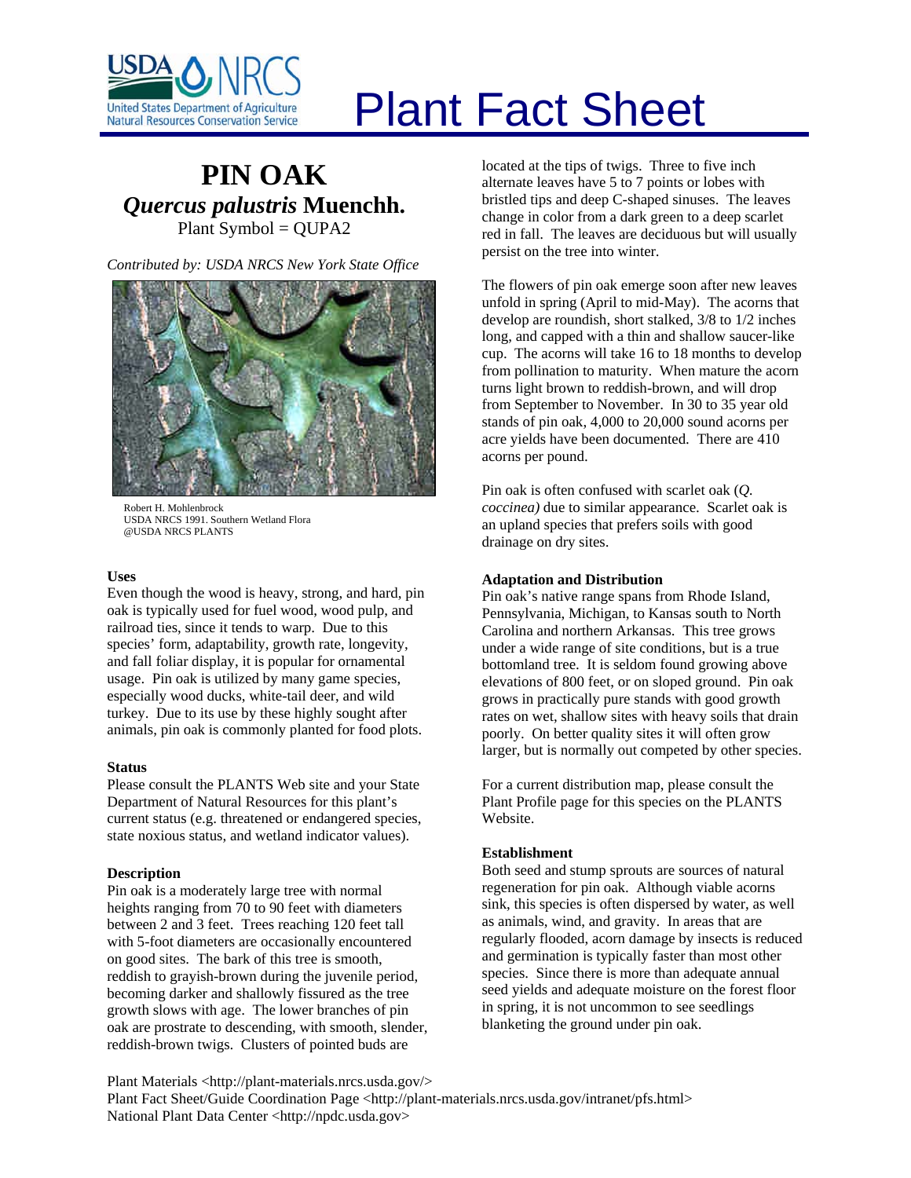# Plant Fact Sheet

## PIN OAK
## *Quercus palustris* Muenchh.

Plant Symbol = QUPA2

*Contributed by: USDA NRCS New York State Office*

Robert H. Mohlenbrock
USDA NRCS 1991. Southern Wetland Flora
@USDA NRCS PLANTS

### Uses

Even though the wood is heavy, strong, and hard, pin oak is typically used for fuel wood, wood pulp, and railroad ties, since it tends to warp. Due to this species' form, adaptability, growth rate, longevity, and fall foliar display, it is popular for ornamental usage. Pin oak is utilized by many game species, especially wood ducks, white-tail deer, and wild turkey. Due to its use by these highly sought after animals, pin oak is commonly planted for food plots.

### Status

Please consult the PLANTS Web site and your State Department of Natural Resources for this plant's current status (e.g. threatened or endangered species, state noxious status, and wetland indicator values).

### Description

Pin oak is a moderately large tree with normal heights ranging from 70 to 90 feet with diameters between 2 and 3 feet. Trees reaching 120 feet tall with 5-foot diameters are occasionally encountered on good sites. The bark of this tree is smooth, reddish to grayish-brown during the juvenile period, becoming darker and shallowly fissured as the tree growth slows with age. The lower branches of pin oak are prostrate to descending, with smooth, slender, reddish-brown twigs. Clusters of pointed buds are located at the tips of twigs. Three to five inch alternate leaves have 5 to 7 points or lobes with bristled tips and deep C-shaped sinuses. The leaves change in color from a dark green to a deep scarlet red in fall. The leaves are deciduous but will usually persist on the tree into winter.

The flowers of pin oak emerge soon after new leaves unfold in spring (April to mid-May). The acorns that develop are roundish, short stalked, 3/8 to 1/2 inches long, and capped with a thin and shallow saucer-like cup. The acorns will take 16 to 18 months to develop from pollination to maturity. When mature the acorn turns light brown to reddish-brown, and will drop from September to November. In 30 to 35 year old stands of pin oak, 4,000 to 20,000 sound acorns per acre yields have been documented. There are 410 acorns per pound.

Pin oak is often confused with scarlet oak (*Q. coccinea)* due to similar appearance. Scarlet oak is an upland species that prefers soils with good drainage on dry sites.

### Adaptation and Distribution

Pin oak's native range spans from Rhode Island, Pennsylvania, Michigan, to Kansas south to North Carolina and northern Arkansas. This tree grows under a wide range of site conditions, but is a true bottomland tree. It is seldom found growing above elevations of 800 feet, or on sloped ground. Pin oak grows in practically pure stands with good growth rates on wet, shallow sites with heavy soils that drain poorly. On better quality sites it will often grow larger, but is normally out competed by other species.

For a current distribution map, please consult the Plant Profile page for this species on the PLANTS Website.

### Establishment

Both seed and stump sprouts are sources of natural regeneration for pin oak. Although viable acorns sink, this species is often dispersed by water, as well as animals, wind, and gravity. In areas that are regularly flooded, acorn damage by insects is reduced and germination is typically faster than most other species. Since there is more than adequate annual seed yields and adequate moisture on the forest floor in spring, it is not uncommon to see seedlings blanketing the ground under pin oak.

Plant Materials <http://plant-materials.nrcs.usda.gov/>
Plant Fact Sheet/Guide Coordination Page <http://plant-materials.nrcs.usda.gov/intranet/pfs.html>
National Plant Data Center <http://npdc.usda.gov>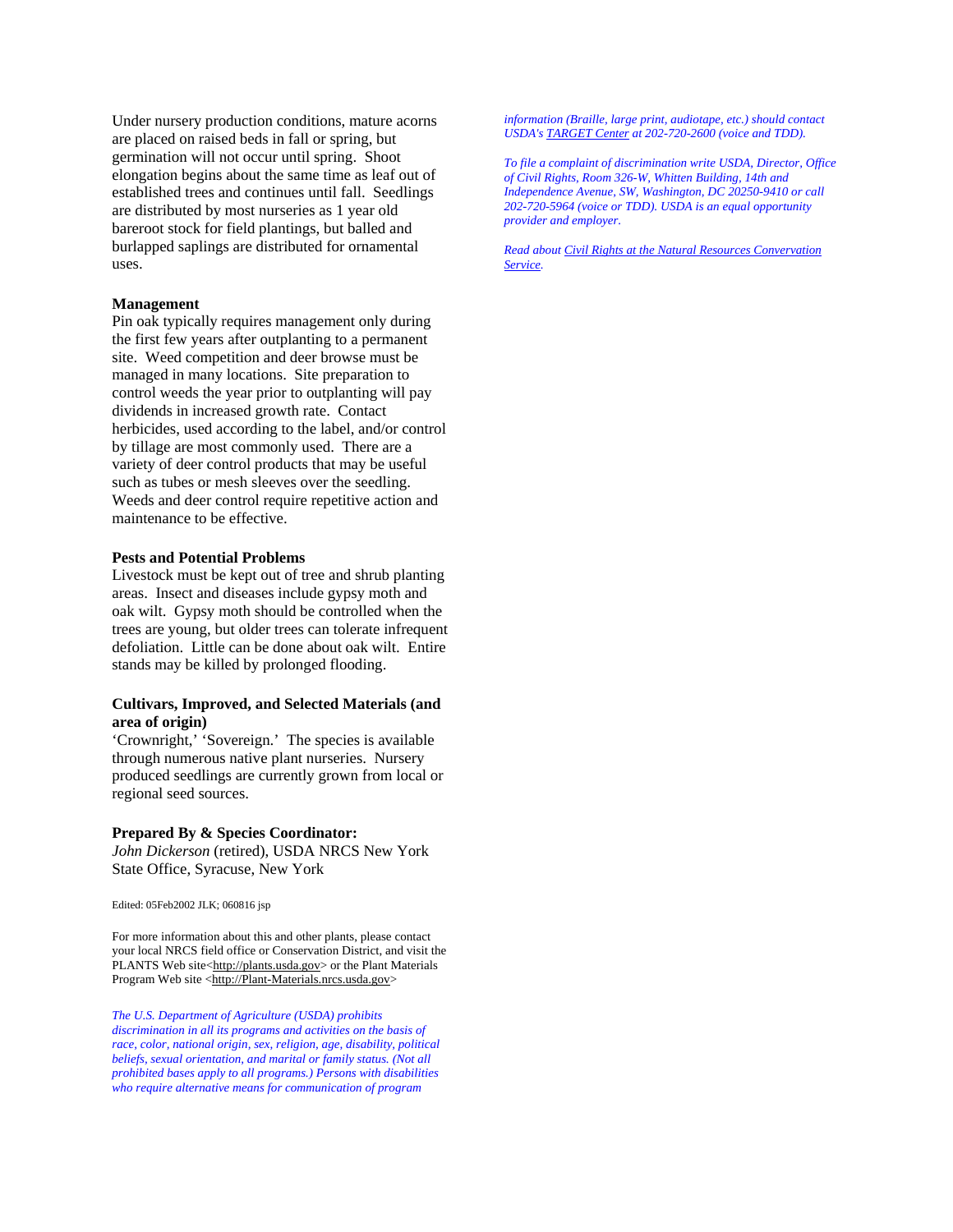Under nursery production conditions, mature acorns are placed on raised beds in fall or spring, but germination will not occur until spring. Shoot elongation begins about the same time as leaf out of established trees and continues until fall. Seedlings are distributed by most nurseries as 1 year old bareroot stock for field plantings, but balled and burlapped saplings are distributed for ornamental uses.

**Management**

Pin oak typically requires management only during the first few years after outplanting to a permanent site. Weed competition and deer browse must be managed in many locations. Site preparation to control weeds the year prior to outplanting will pay dividends in increased growth rate. Contact herbicides, used according to the label, and/or control by tillage are most commonly used. There are a variety of deer control products that may be useful such as tubes or mesh sleeves over the seedling. Weeds and deer control require repetitive action and maintenance to be effective.

**Pests and Potential Problems**

Livestock must be kept out of tree and shrub planting areas. Insect and diseases include gypsy moth and oak wilt. Gypsy moth should be controlled when the trees are young, but older trees can tolerate infrequent defoliation. Little can be done about oak wilt. Entire stands may be killed by prolonged flooding.

**Cultivars, Improved, and Selected Materials (and area of origin)**

'Crownright,' 'Sovereign.' The species is available through numerous native plant nurseries. Nursery produced seedlings are currently grown from local or regional seed sources.

**Prepared By & Species Coordinator:**

*John Dickerson* (retired), USDA NRCS New York State Office, Syracuse, New York

Edited: 05Feb2002 JLK; 060816 jsp

For more information about this and other plants, please contact your local NRCS field office or Conservation District, and visit the PLANTS Web site<http://plants.usda.gov> or the Plant Materials Program Web site <http://Plant-Materials.nrcs.usda.gov>

*The U.S. Department of Agriculture (USDA) prohibits discrimination in all its programs and activities on the basis of race, color, national origin, sex, religion, age, disability, political beliefs, sexual orientation, and marital or family status. (Not all prohibited bases apply to all programs.) Persons with disabilities who require alternative means for communication of program information (Braille, large print, audiotape, etc.) should contact USDA's TARGET Center at 202-720-2600 (voice and TDD).*

*To file a complaint of discrimination write USDA, Director, Office of Civil Rights, Room 326-W, Whitten Building, 14th and Independence Avenue, SW, Washington, DC 20250-9410 or call 202-720-5964 (voice or TDD). USDA is an equal opportunity provider and employer.*

*Read about Civil Rights at the Natural Resources Convervation Service.*